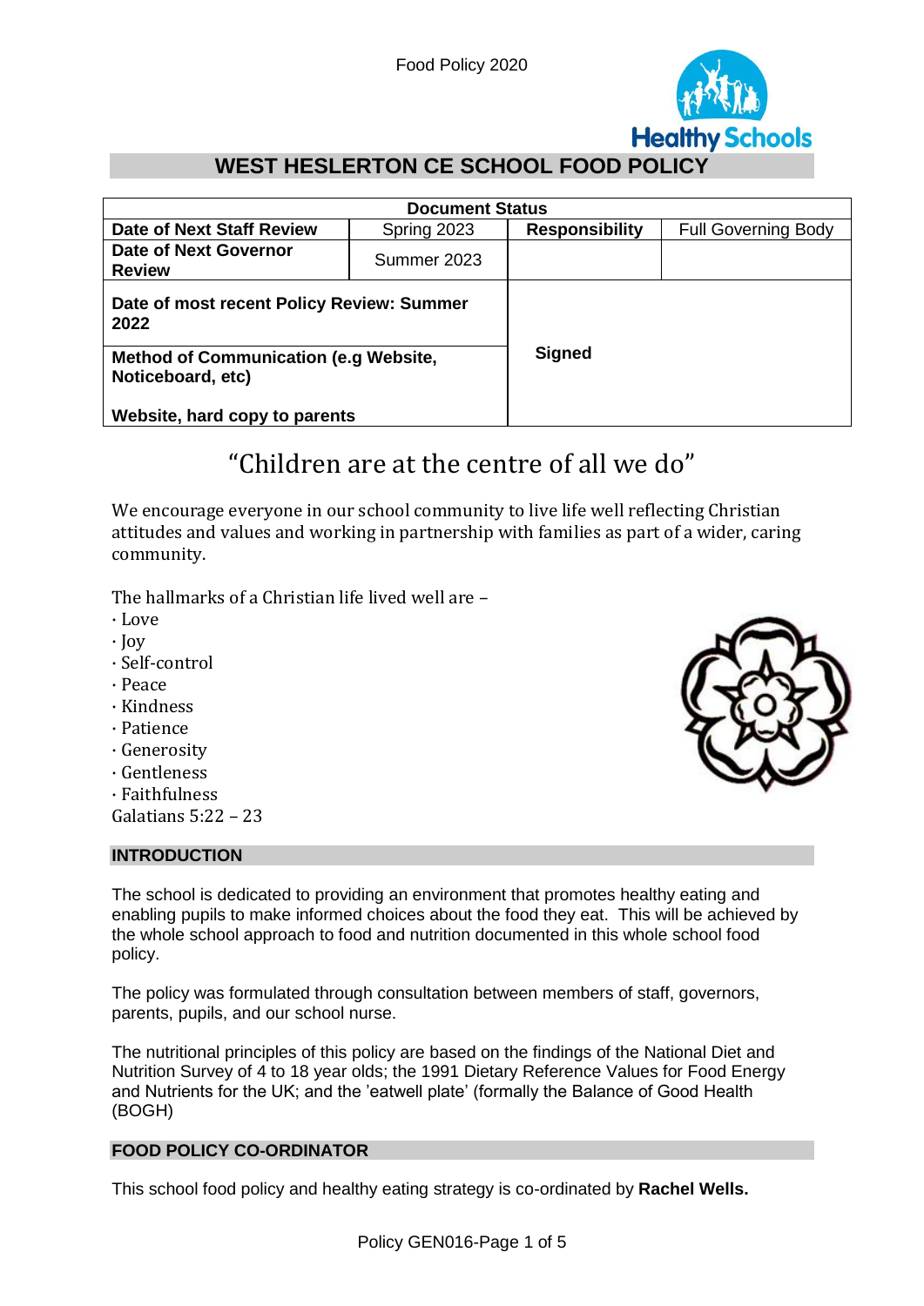# WEST HESLERTON CE SCHOOL FOOD POLICY

| Document Status | | | |
|---|---|---|---|
| **Date of Next Staff Review** | Spring 2023 | **Responsibility** | Full Governing Body |
| **Date of Next Governor Review** | Summer 2023 | | |
| **Date of most recent Policy Review: Summer 2022** | | **Signed** | |
| **Method of Communication (e.g Website, Noticeboard, etc)**<br><br>**Website, hard copy to parents** | | | |

## "Children are at the centre of all we do"

We encourage everyone in our school community to live life well reflecting Christian attitudes and values and working in partnership with families as part of a wider, caring community.

The hallmarks of a Christian life lived well are –

- Love
- Joy
- Self-control
- Peace
- Kindness
- Patience
- Generosity
- Gentleness
- Faithfulness

Galatians 5:22 – 23

## INTRODUCTION

The school is dedicated to providing an environment that promotes healthy eating and enabling pupils to make informed choices about the food they eat. This will be achieved by the whole school approach to food and nutrition documented in this whole school food policy.

The policy was formulated through consultation between members of staff, governors, parents, pupils, and our school nurse.

The nutritional principles of this policy are based on the findings of the National Diet and Nutrition Survey of 4 to 18 year olds; the 1991 Dietary Reference Values for Food Energy and Nutrients for the UK; and the 'eatwell plate' (formally the Balance of Good Health (BOGH)

## FOOD POLICY CO-ORDINATOR

This school food policy and healthy eating strategy is co-ordinated by **Rachel Wells.**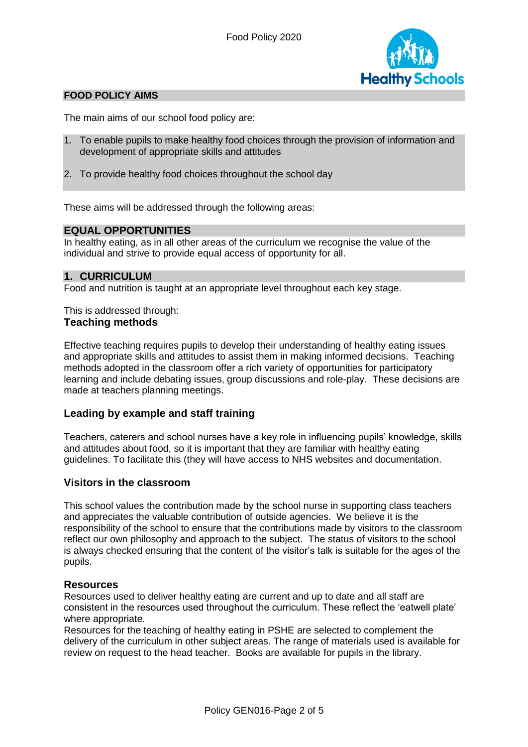## FOOD POLICY AIMS

The main aims of our school food policy are:

1. To enable pupils to make healthy food choices through the provision of information and development of appropriate skills and attitudes
2. To provide healthy food choices throughout the school day

These aims will be addressed through the following areas:

## EQUAL OPPORTUNITIES

In healthy eating, as in all other areas of the curriculum we recognise the value of the individual and strive to provide equal access of opportunity for all.

## 1. CURRICULUM

Food and nutrition is taught at an appropriate level throughout each key stage.

This is addressed through:

### Teaching methods

Effective teaching requires pupils to develop their understanding of healthy eating issues and appropriate skills and attitudes to assist them in making informed decisions. Teaching methods adopted in the classroom offer a rich variety of opportunities for participatory learning and include debating issues, group discussions and role-play. These decisions are made at teachers planning meetings.

### Leading by example and staff training

Teachers, caterers and school nurses have a key role in influencing pupils' knowledge, skills and attitudes about food, so it is important that they are familiar with healthy eating guidelines. To facilitate this (they will have access to NHS websites and documentation.

### Visitors in the classroom

This school values the contribution made by the school nurse in supporting class teachers and appreciates the valuable contribution of outside agencies. We believe it is the responsibility of the school to ensure that the contributions made by visitors to the classroom reflect our own philosophy and approach to the subject. The status of visitors to the school is always checked ensuring that the content of the visitor's talk is suitable for the ages of the pupils.

### Resources

Resources used to deliver healthy eating are current and up to date and all staff are consistent in the resources used throughout the curriculum. These reflect the 'eatwell plate' where appropriate.

Resources for the teaching of healthy eating in PSHE are selected to complement the delivery of the curriculum in other subject areas. The range of materials used is available for review on request to the head teacher. Books are available for pupils in the library.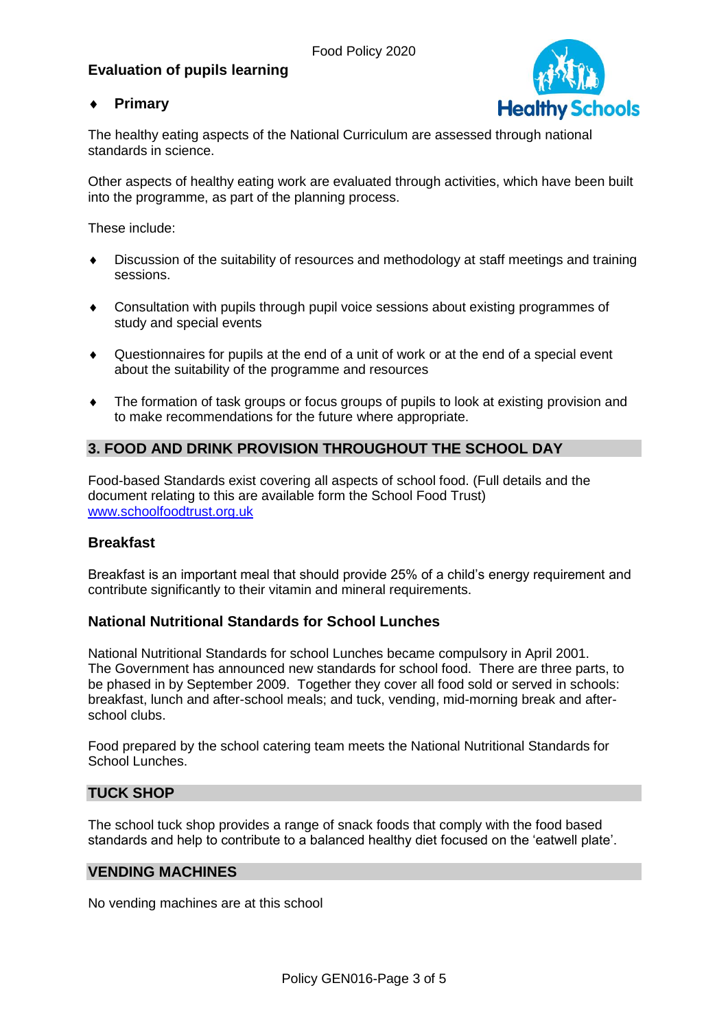## Evaluation of pupils learning

- **Primary**

The healthy eating aspects of the National Curriculum are assessed through national standards in science.

Other aspects of healthy eating work are evaluated through activities, which have been built into the programme, as part of the planning process.

These include:

- Discussion of the suitability of resources and methodology at staff meetings and training sessions.
- Consultation with pupils through pupil voice sessions about existing programmes of study and special events
- Questionnaires for pupils at the end of a unit of work or at the end of a special event about the suitability of the programme and resources
- The formation of task groups or focus groups of pupils to look at existing provision and to make recommendations for the future where appropriate.

## 3. FOOD AND DRINK PROVISION THROUGHOUT THE SCHOOL DAY

Food-based Standards exist covering all aspects of school food. (Full details and the document relating to this are available form the School Food Trust) www.schoolfoodtrust.org.uk

### Breakfast

Breakfast is an important meal that should provide 25% of a child's energy requirement and contribute significantly to their vitamin and mineral requirements.

### National Nutritional Standards for School Lunches

National Nutritional Standards for school Lunches became compulsory in April 2001. The Government has announced new standards for school food. There are three parts, to be phased in by September 2009. Together they cover all food sold or served in schools: breakfast, lunch and after-school meals; and tuck, vending, mid-morning break and after-school clubs.

Food prepared by the school catering team meets the National Nutritional Standards for School Lunches.

## TUCK SHOP

The school tuck shop provides a range of snack foods that comply with the food based standards and help to contribute to a balanced healthy diet focused on the 'eatwell plate'.

## VENDING MACHINES

No vending machines are at this school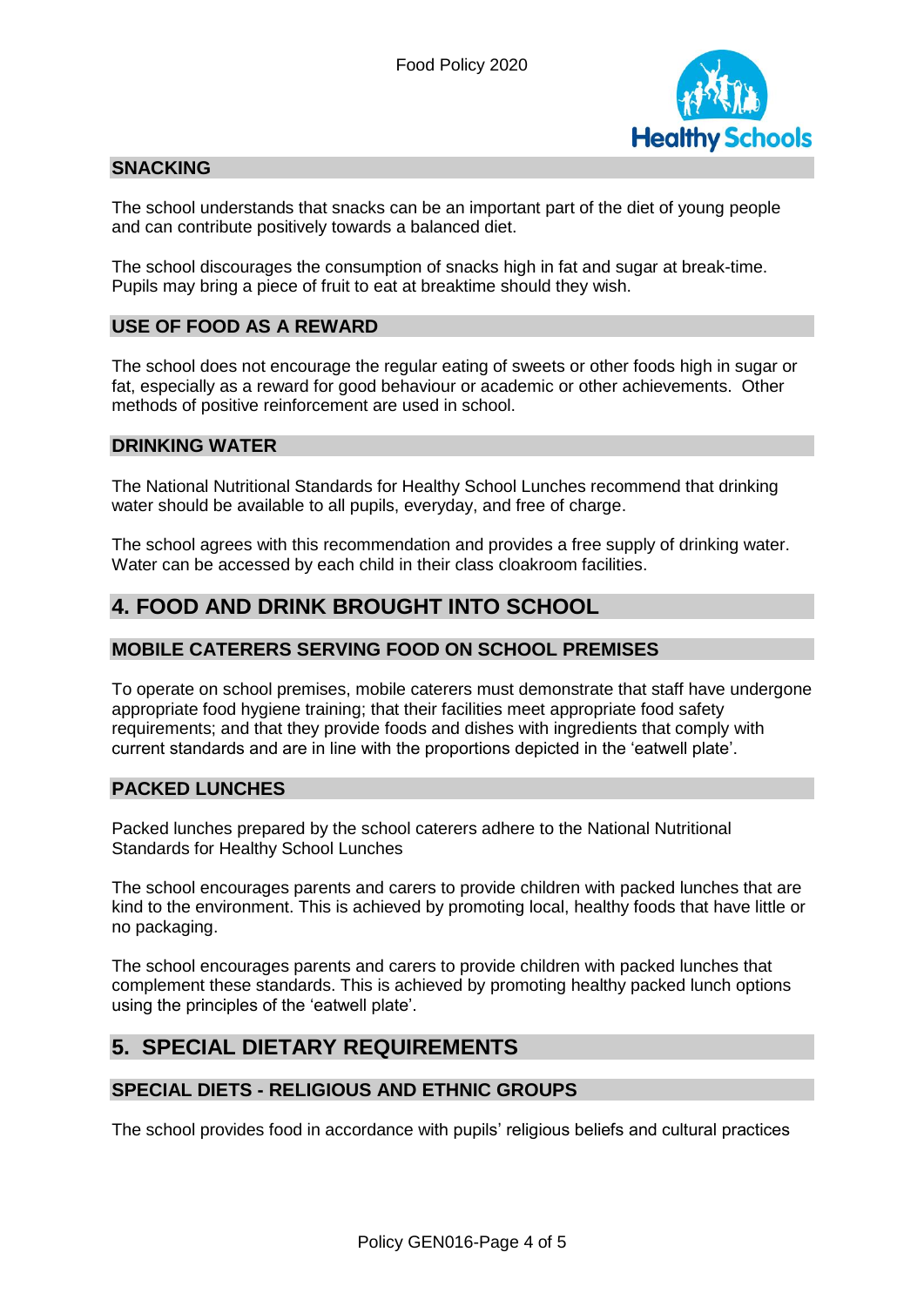### SNACKING

The school understands that snacks can be an important part of the diet of young people and can contribute positively towards a balanced diet.

The school discourages the consumption of snacks high in fat and sugar at break-time. Pupils may bring a piece of fruit to eat at breaktime should they wish.

### USE OF FOOD AS A REWARD

The school does not encourage the regular eating of sweets or other foods high in sugar or fat, especially as a reward for good behaviour or academic or other achievements. Other methods of positive reinforcement are used in school.

### DRINKING WATER

The National Nutritional Standards for Healthy School Lunches recommend that drinking water should be available to all pupils, everyday, and free of charge.

The school agrees with this recommendation and provides a free supply of drinking water. Water can be accessed by each child in their class cloakroom facilities.

## 4. FOOD AND DRINK BROUGHT INTO SCHOOL

### MOBILE CATERERS SERVING FOOD ON SCHOOL PREMISES

To operate on school premises, mobile caterers must demonstrate that staff have undergone appropriate food hygiene training; that their facilities meet appropriate food safety requirements; and that they provide foods and dishes with ingredients that comply with current standards and are in line with the proportions depicted in the 'eatwell plate'.

### PACKED LUNCHES

Packed lunches prepared by the school caterers adhere to the National Nutritional Standards for Healthy School Lunches

The school encourages parents and carers to provide children with packed lunches that are kind to the environment. This is achieved by promoting local, healthy foods that have little or no packaging.

The school encourages parents and carers to provide children with packed lunches that complement these standards. This is achieved by promoting healthy packed lunch options using the principles of the 'eatwell plate'.

## 5. SPECIAL DIETARY REQUIREMENTS

### SPECIAL DIETS - RELIGIOUS AND ETHNIC GROUPS

The school provides food in accordance with pupils' religious beliefs and cultural practices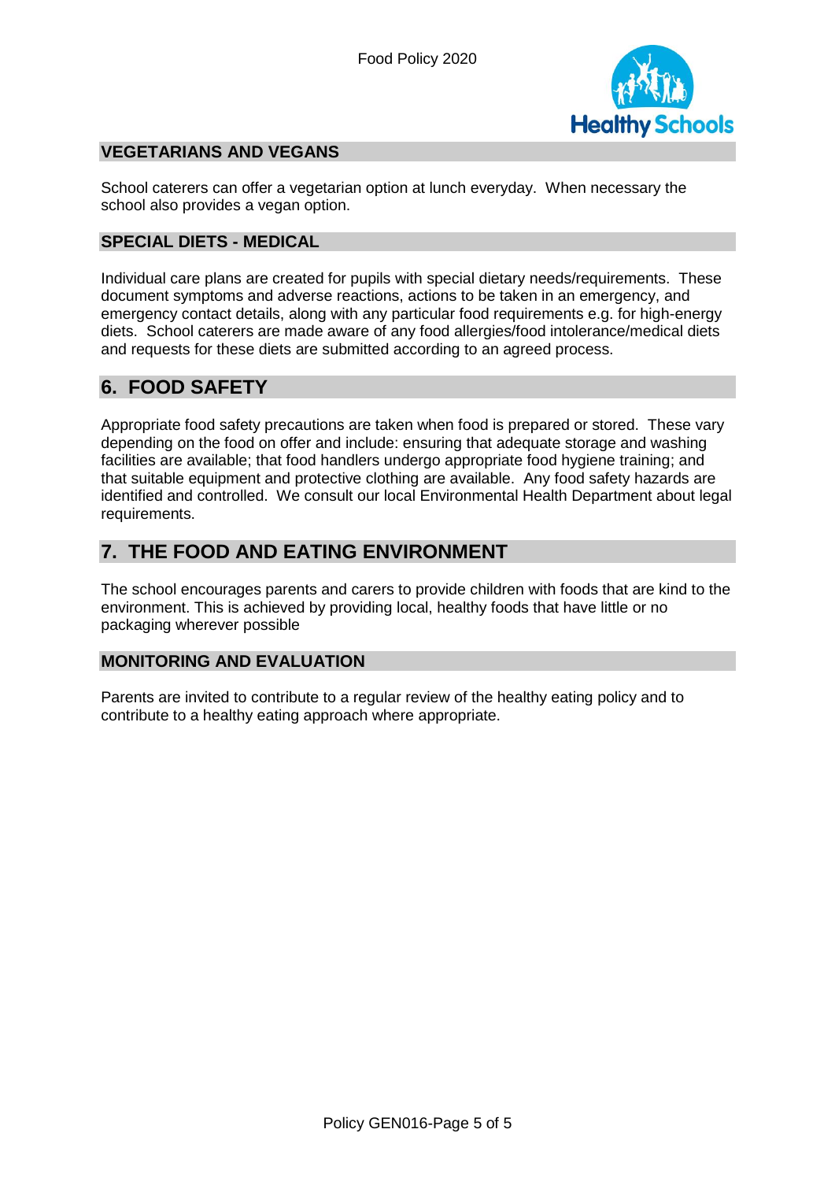### VEGETARIANS AND VEGANS

School caterers can offer a vegetarian option at lunch everyday. When necessary the school also provides a vegan option.

### SPECIAL DIETS - MEDICAL

Individual care plans are created for pupils with special dietary needs/requirements. These document symptoms and adverse reactions, actions to be taken in an emergency, and emergency contact details, along with any particular food requirements e.g. for high-energy diets. School caterers are made aware of any food allergies/food intolerance/medical diets and requests for these diets are submitted according to an agreed process.

## 6. FOOD SAFETY

Appropriate food safety precautions are taken when food is prepared or stored. These vary depending on the food on offer and include: ensuring that adequate storage and washing facilities are available; that food handlers undergo appropriate food hygiene training; and that suitable equipment and protective clothing are available. Any food safety hazards are identified and controlled. We consult our local Environmental Health Department about legal requirements.

## 7. THE FOOD AND EATING ENVIRONMENT

The school encourages parents and carers to provide children with foods that are kind to the environment. This is achieved by providing local, healthy foods that have little or no packaging wherever possible

### MONITORING AND EVALUATION

Parents are invited to contribute to a regular review of the healthy eating policy and to contribute to a healthy eating approach where appropriate.